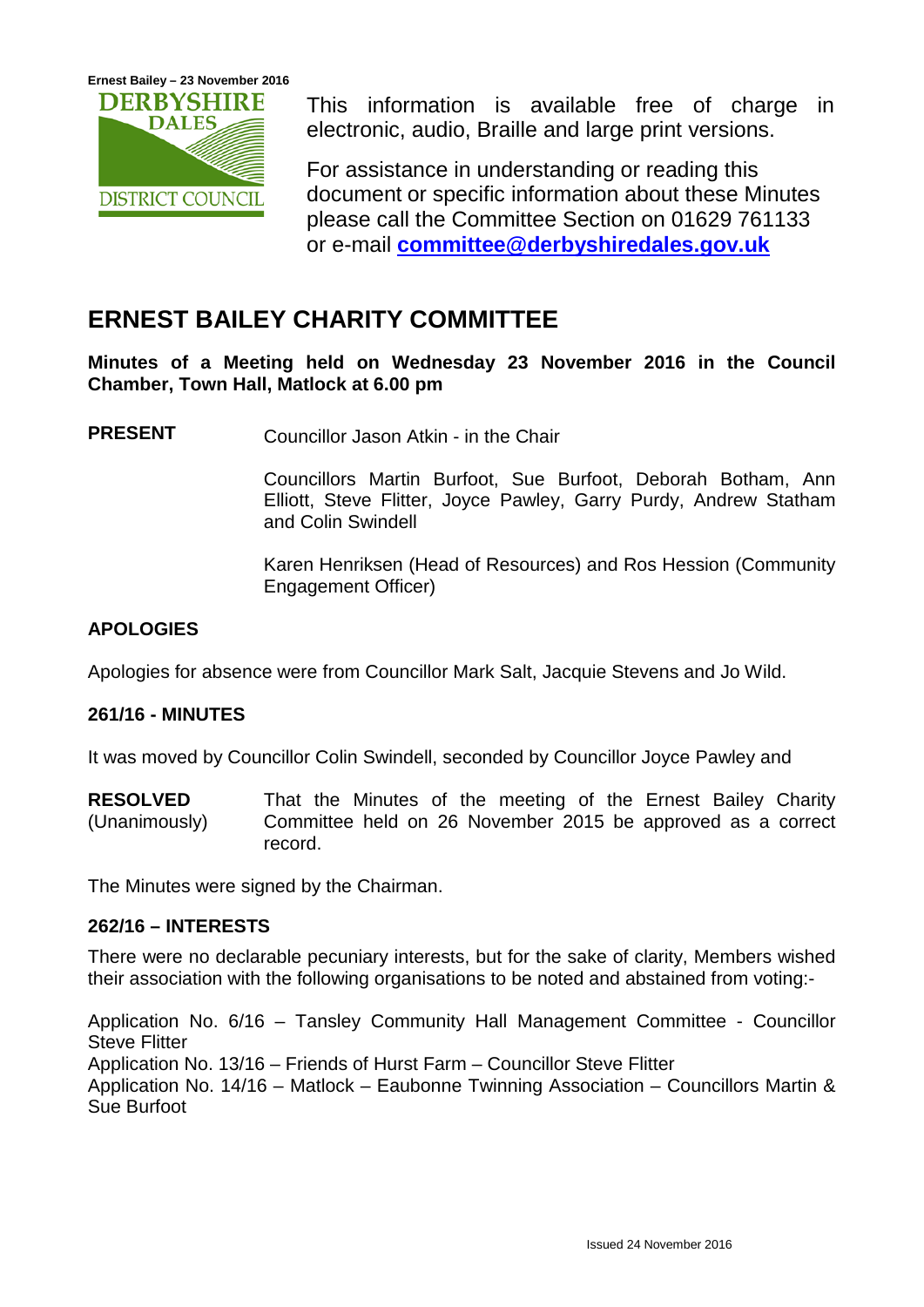This information is available free of charge in electronic, audio, Braille and large print versions.

For assistance in understanding or reading this document or specific information about these Minutes please call the Committee Section on 01629 761133 or e-mail **committee@derbyshiredales.gov.uk**

# ERNEST BAILEY CHARITY COMMITTEE

**Minutes of a Meeting held on Wednesday 23 November 2016 in the Council Chamber, Town Hall, Matlock at 6.00 pm**

**PRESENT** Councillor Jason Atkin - in the Chair

Councillors Martin Burfoot, Sue Burfoot, Deborah Botham, Ann Elliott, Steve Flitter, Joyce Pawley, Garry Purdy, Andrew Statham and Colin Swindell

Karen Henriksen (Head of Resources) and Ros Hession (Community Engagement Officer)

## APOLOGIES

Apologies for absence were from Councillor Mark Salt, Jacquie Stevens and Jo Wild.

## 261/16 - MINUTES

It was moved by Councillor Colin Swindell, seconded by Councillor Joyce Pawley and

**RESOLVED** (Unanimously) That the Minutes of the meeting of the Ernest Bailey Charity Committee held on 26 November 2015 be approved as a correct record.

The Minutes were signed by the Chairman.

## 262/16 – INTERESTS

There were no declarable pecuniary interests, but for the sake of clarity, Members wished their association with the following organisations to be noted and abstained from voting:-

Application No. 6/16 – Tansley Community Hall Management Committee - Councillor Steve Flitter
Application No. 13/16 – Friends of Hurst Farm – Councillor Steve Flitter
Application No. 14/16 – Matlock – Eaubonne Twinning Association – Councillors Martin & Sue Burfoot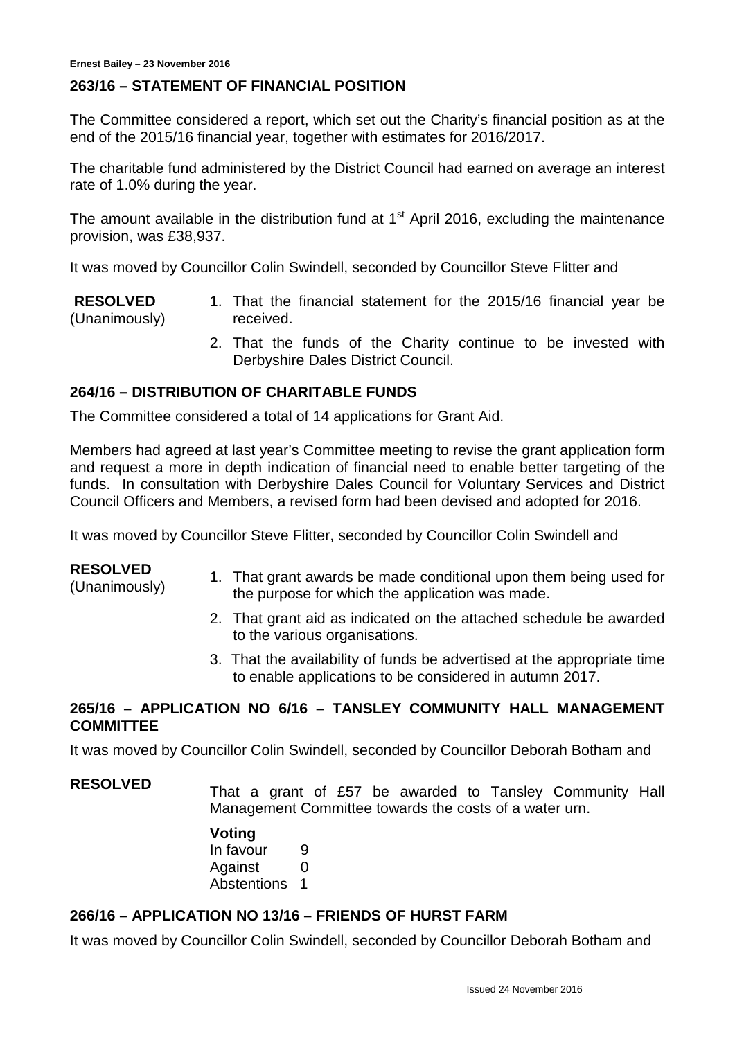## 263/16 – STATEMENT OF FINANCIAL POSITION

The Committee considered a report, which set out the Charity's financial position as at the end of the 2015/16 financial year, together with estimates for 2016/2017.

The charitable fund administered by the District Council had earned on average an interest rate of 1.0% during the year.

The amount available in the distribution fund at 1st April 2016, excluding the maintenance provision, was £38,937.

It was moved by Councillor Colin Swindell, seconded by Councillor Steve Flitter and

**RESOLVED** (Unanimously)

1. That the financial statement for the 2015/16 financial year be received.
2. That the funds of the Charity continue to be invested with Derbyshire Dales District Council.

## 264/16 – DISTRIBUTION OF CHARITABLE FUNDS

The Committee considered a total of 14 applications for Grant Aid.

Members had agreed at last year's Committee meeting to revise the grant application form and request a more in depth indication of financial need to enable better targeting of the funds. In consultation with Derbyshire Dales Council for Voluntary Services and District Council Officers and Members, a revised form had been devised and adopted for 2016.

It was moved by Councillor Steve Flitter, seconded by Councillor Colin Swindell and

**RESOLVED** (Unanimously)

1. That grant awards be made conditional upon them being used for the purpose for which the application was made.
2. That grant aid as indicated on the attached schedule be awarded to the various organisations.
3. That the availability of funds be advertised at the appropriate time to enable applications to be considered in autumn 2017.

## 265/16 – APPLICATION NO 6/16 – TANSLEY COMMUNITY HALL MANAGEMENT COMMITTEE

It was moved by Councillor Colin Swindell, seconded by Councillor Deborah Botham and

**RESOLVED**

That a grant of £57 be awarded to Tansley Community Hall Management Committee towards the costs of a water urn.

**Voting**

In favour 9
Against 0
Abstentions 1

## 266/16 – APPLICATION NO 13/16 – FRIENDS OF HURST FARM

It was moved by Councillor Colin Swindell, seconded by Councillor Deborah Botham and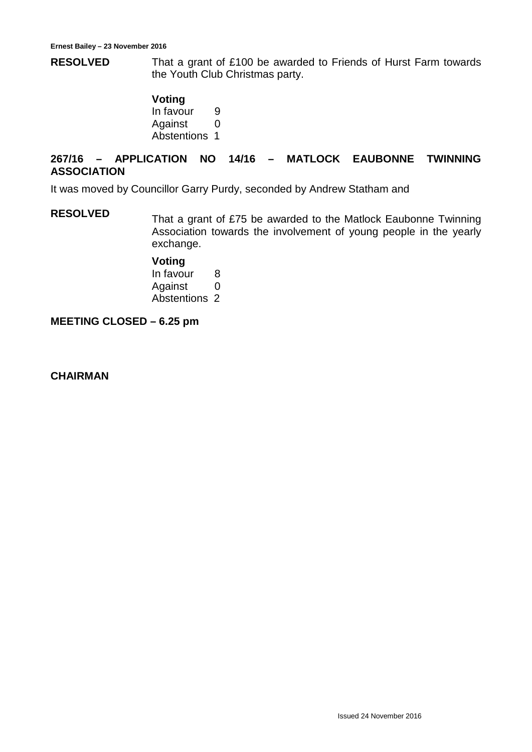**RESOLVED** That a grant of £100 be awarded to Friends of Hurst Farm towards the Youth Club Christmas party.

**Voting**

In favour 9
Against 0
Abstentions 1

## 267/16 – APPLICATION NO 14/16 – MATLOCK EAUBONNE TWINNING ASSOCIATION

It was moved by Councillor Garry Purdy, seconded by Andrew Statham and

**RESOLVED** That a grant of £75 be awarded to the Matlock Eaubonne Twinning Association towards the involvement of young people in the yearly exchange.

**Voting**

In favour 8
Against 0
Abstentions 2

**MEETING CLOSED – 6.25 pm**

**CHAIRMAN**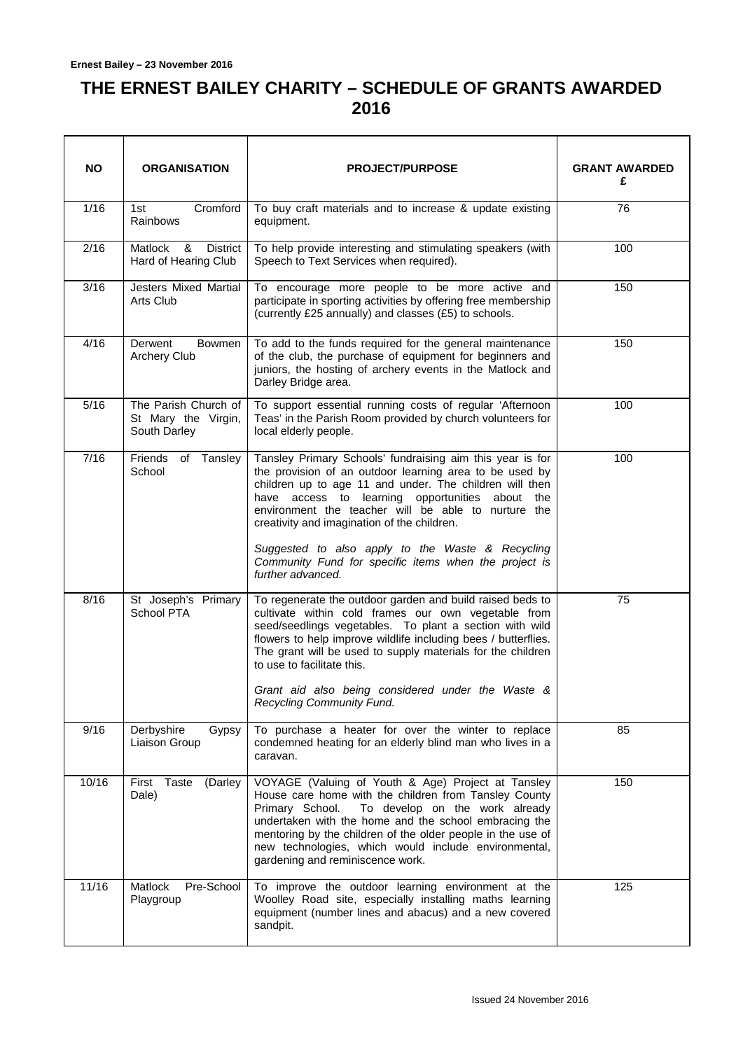# THE ERNEST BAILEY CHARITY – SCHEDULE OF GRANTS AWARDED 2016

| NO | ORGANISATION | PROJECT/PURPOSE | GRANT AWARDED £ |
|---|---|---|---|
| 1/16 | 1st Cromford Rainbows | To buy craft materials and to increase & update existing equipment. | 76 |
| 2/16 | Matlock & District Hard of Hearing Club | To help provide interesting and stimulating speakers (with Speech to Text Services when required). | 100 |
| 3/16 | Jesters Mixed Martial Arts Club | To encourage more people to be more active and participate in sporting activities by offering free membership (currently £25 annually) and classes (£5) to schools. | 150 |
| 4/16 | Derwent Bowmen Archery Club | To add to the funds required for the general maintenance of the club, the purchase of equipment for beginners and juniors, the hosting of archery events in the Matlock and Darley Bridge area. | 150 |
| 5/16 | The Parish Church of St Mary the Virgin, South Darley | To support essential running costs of regular 'Afternoon Teas' in the Parish Room provided by church volunteers for local elderly people. | 100 |
| 7/16 | Friends of Tansley School | Tansley Primary Schools' fundraising aim this year is for the provision of an outdoor learning area to be used by children up to age 11 and under. The children will then have access to learning opportunities about the environment the teacher will be able to nurture the creativity and imagination of the children.<br><br>*Suggested to also apply to the Waste & Recycling Community Fund for specific items when the project is further advanced.* | 100 |
| 8/16 | St Joseph's Primary School PTA | To regenerate the outdoor garden and build raised beds to cultivate within cold frames our own vegetable from seed/seedlings vegetables. To plant a section with wild flowers to help improve wildlife including bees / butterflies. The grant will be used to supply materials for the children to use to facilitate this.<br><br>*Grant aid also being considered under the Waste & Recycling Community Fund.* | 75 |
| 9/16 | Derbyshire Gypsy Liaison Group | To purchase a heater for over the winter to replace condemned heating for an elderly blind man who lives in a caravan. | 85 |
| 10/16 | First Taste (Darley Dale) | VOYAGE (Valuing of Youth & Age) Project at Tansley House care home with the children from Tansley County Primary School. To develop on the work already undertaken with the home and the school embracing the mentoring by the children of the older people in the use of new technologies, which would include environmental, gardening and reminiscence work. | 150 |
| 11/16 | Matlock Pre-School Playgroup | To improve the outdoor learning environment at the Woolley Road site, especially installing maths learning equipment (number lines and abacus) and a new covered sandpit. | 125 |

Issued 24 November 2016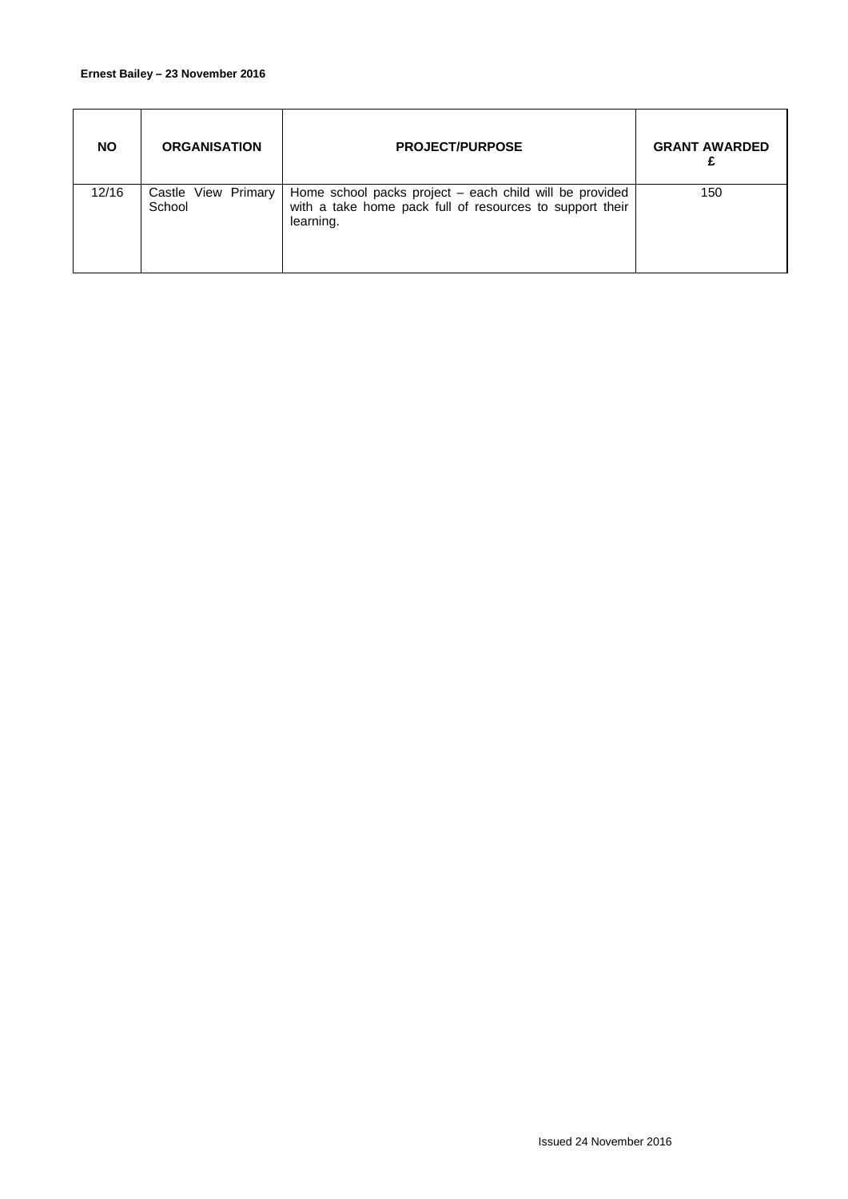**Ernest Bailey – 23 November 2016**

| NO | ORGANISATION | PROJECT/PURPOSE | GRANT AWARDED £ |
|---|---|---|---|
| 12/16 | Castle View Primary School | Home school packs project – each child will be provided with a take home pack full of resources to support their learning. | 150 |

Issued 24 November 2016